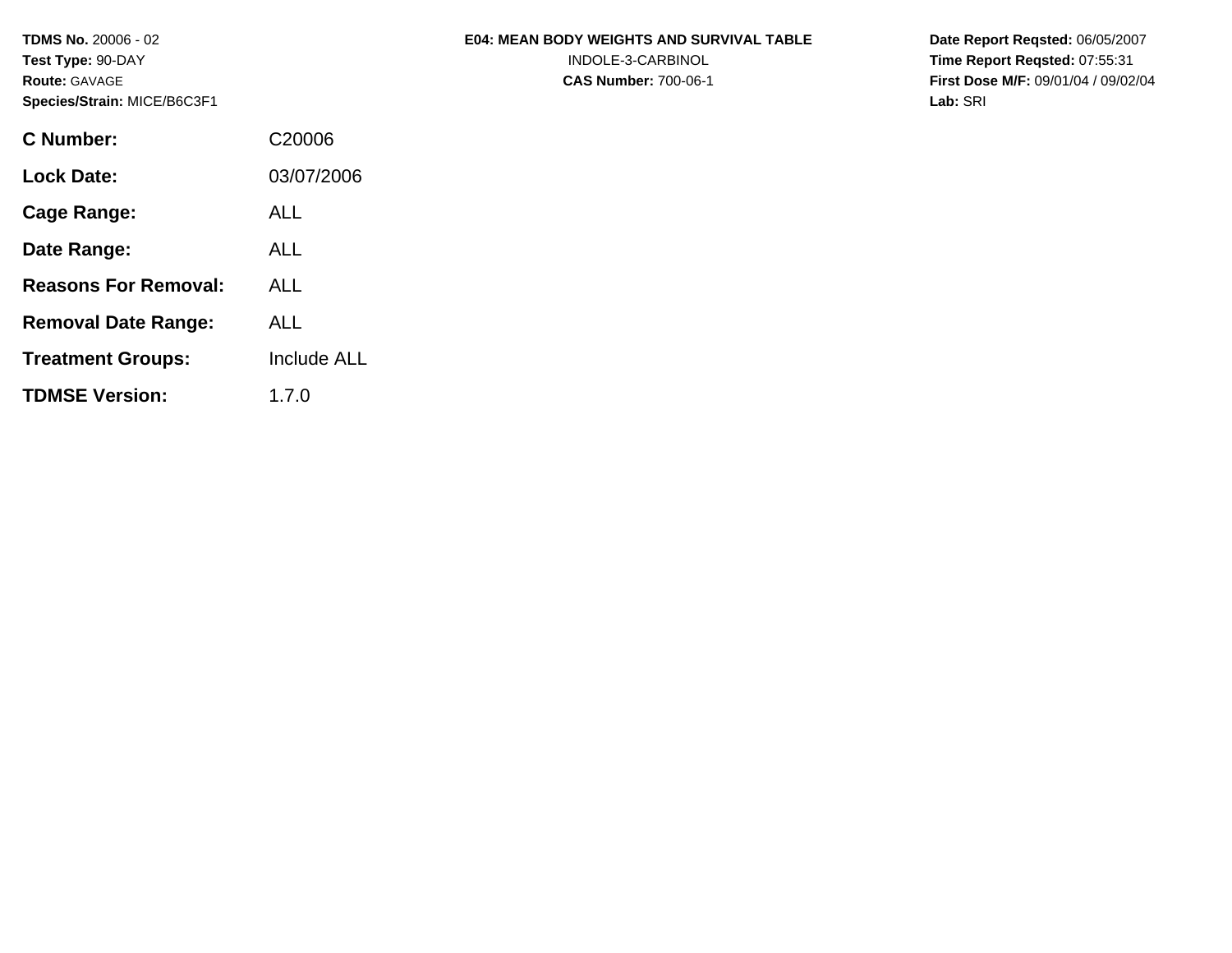**TDMS No.** 20006 - 02
**Test Type:** 90-DAY
**Route:** GAVAGE
**Species/Strain:** MICE/B6C3F1

# E04: MEAN BODY WEIGHTS AND SURVIVAL TABLE

INDOLE-3-CARBINOL
**CAS Number:** 700-06-1

**Date Report Reqsted:** 06/05/2007
**Time Report Reqsted:** 07:55:31
**First Dose M/F:** 09/01/04 / 09/02/04
**Lab:** SRI

| | |
|---|---|
| **C Number:** | C20006 |
| **Lock Date:** | 03/07/2006 |
| **Cage Range:** | ALL |
| **Date Range:** | ALL |
| **Reasons For Removal:** | ALL |
| **Removal Date Range:** | ALL |
| **Treatment Groups:** | Include ALL |
| **TDMSE Version:** | 1.7.0 |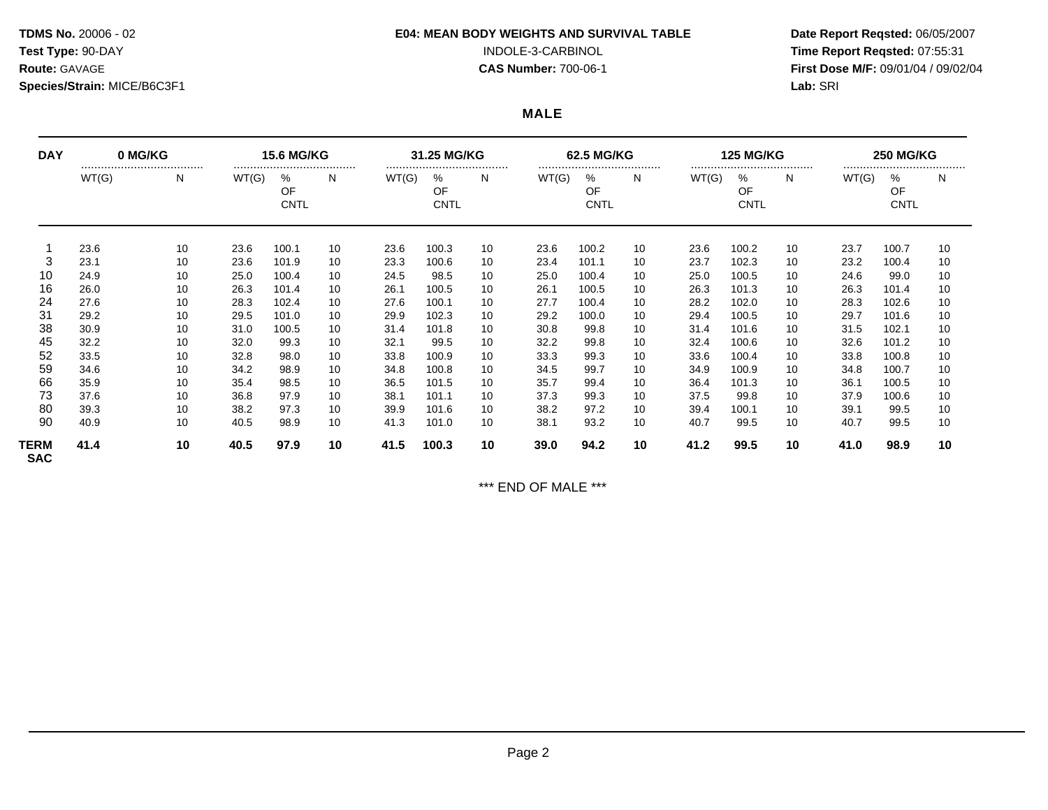**TDMS No.** 20006 - 02
**Test Type:** 90-DAY
**Route:** GAVAGE
**Species/Strain:** MICE/B6C3F1

**E04: MEAN BODY WEIGHTS AND SURVIVAL TABLE**
INDOLE-3-CARBINOL
**CAS Number:** 700-06-1

**Date Report Reqsted:** 06/05/2007
**Time Report Reqsted:** 07:55:31
**First Dose M/F:** 09/01/04 / 09/02/04
**Lab:** SRI

## MALE

| DAY | 0 MG/KG | | 15.6 MG/KG | | | 31.25 MG/KG | | | 62.5 MG/KG | | | 125 MG/KG | | | 250 MG/KG | | |
|---|---|---|---|---|---|---|---|---|---|---|---|---|---|---|---|---|---|
| | WT(G) | N | WT(G) | % OF CNTL | N | WT(G) | % OF CNTL | N | WT(G) | % OF CNTL | N | WT(G) | % OF CNTL | N | WT(G) | % OF CNTL | N |
| 1 | 23.6 | 10 | 23.6 | 100.1 | 10 | 23.6 | 100.3 | 10 | 23.6 | 100.2 | 10 | 23.6 | 100.2 | 10 | 23.7 | 100.7 | 10 |
| 3 | 23.1 | 10 | 23.6 | 101.9 | 10 | 23.3 | 100.6 | 10 | 23.4 | 101.1 | 10 | 23.7 | 102.3 | 10 | 23.2 | 100.4 | 10 |
| 10 | 24.9 | 10 | 25.0 | 100.4 | 10 | 24.5 | 98.5 | 10 | 25.0 | 100.4 | 10 | 25.0 | 100.5 | 10 | 24.6 | 99.0 | 10 |
| 16 | 26.0 | 10 | 26.3 | 101.4 | 10 | 26.1 | 100.5 | 10 | 26.1 | 100.5 | 10 | 26.3 | 101.3 | 10 | 26.3 | 101.4 | 10 |
| 24 | 27.6 | 10 | 28.3 | 102.4 | 10 | 27.6 | 100.1 | 10 | 27.7 | 100.4 | 10 | 28.2 | 102.0 | 10 | 28.3 | 102.6 | 10 |
| 31 | 29.2 | 10 | 29.5 | 101.0 | 10 | 29.9 | 102.3 | 10 | 29.2 | 100.0 | 10 | 29.4 | 100.5 | 10 | 29.7 | 101.6 | 10 |
| 38 | 30.9 | 10 | 31.0 | 100.5 | 10 | 31.4 | 101.8 | 10 | 30.8 | 99.8 | 10 | 31.4 | 101.6 | 10 | 31.5 | 102.1 | 10 |
| 45 | 32.2 | 10 | 32.0 | 99.3 | 10 | 32.1 | 99.5 | 10 | 32.2 | 99.8 | 10 | 32.4 | 100.6 | 10 | 32.6 | 101.2 | 10 |
| 52 | 33.5 | 10 | 32.8 | 98.0 | 10 | 33.8 | 100.9 | 10 | 33.3 | 99.3 | 10 | 33.6 | 100.4 | 10 | 33.8 | 100.8 | 10 |
| 59 | 34.6 | 10 | 34.2 | 98.9 | 10 | 34.8 | 100.8 | 10 | 34.5 | 99.7 | 10 | 34.9 | 100.9 | 10 | 34.8 | 100.7 | 10 |
| 66 | 35.9 | 10 | 35.4 | 98.5 | 10 | 36.5 | 101.5 | 10 | 35.7 | 99.4 | 10 | 36.4 | 101.3 | 10 | 36.1 | 100.5 | 10 |
| 73 | 37.6 | 10 | 36.8 | 97.9 | 10 | 38.1 | 101.1 | 10 | 37.3 | 99.3 | 10 | 37.5 | 99.8 | 10 | 37.9 | 100.6 | 10 |
| 80 | 39.3 | 10 | 38.2 | 97.3 | 10 | 39.9 | 101.6 | 10 | 38.2 | 97.2 | 10 | 39.4 | 100.1 | 10 | 39.1 | 99.5 | 10 |
| 90 | 40.9 | 10 | 40.5 | 98.9 | 10 | 41.3 | 101.0 | 10 | 38.1 | 93.2 | 10 | 40.7 | 99.5 | 10 | 40.7 | 99.5 | 10 |
| **TERM SAC** | **41.4** | **10** | **40.5** | **97.9** | **10** | **41.5** | **100.3** | **10** | **39.0** | **94.2** | **10** | **41.2** | **99.5** | **10** | **41.0** | **98.9** | **10** |

\*\*\* END OF MALE \*\*\*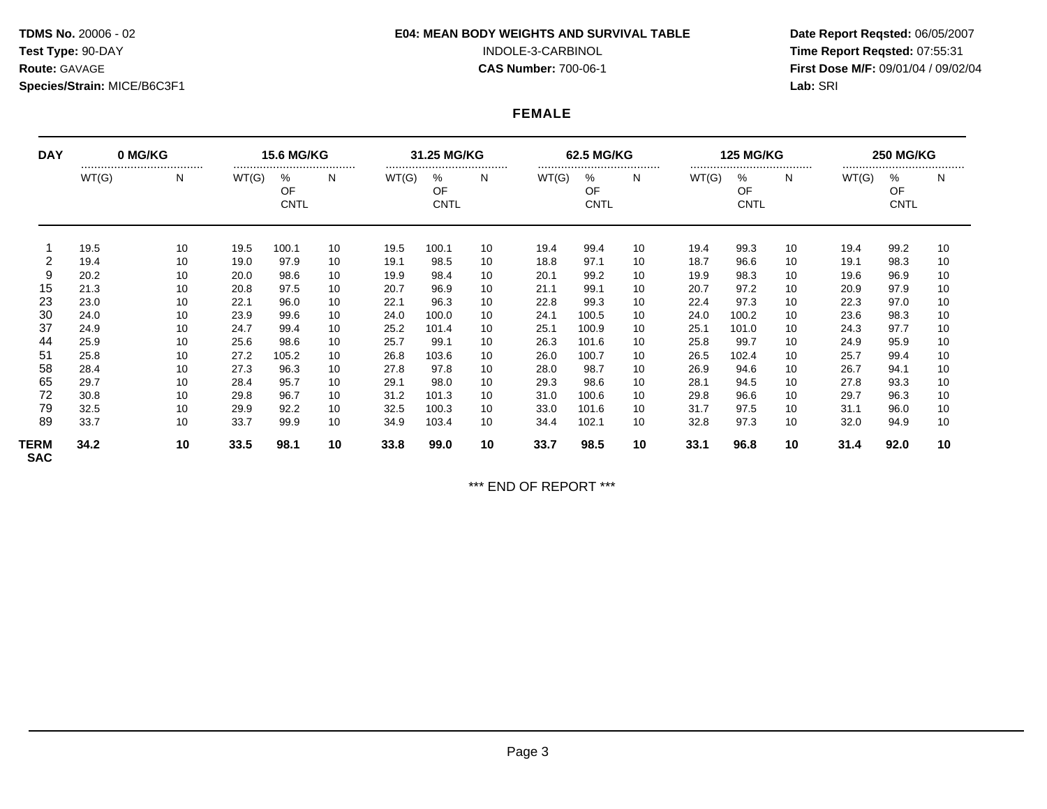**TDMS No.** 20006 - 02
**Test Type:** 90-DAY
**Route:** GAVAGE
**Species/Strain:** MICE/B6C3F1

**E04: MEAN BODY WEIGHTS AND SURVIVAL TABLE**
INDOLE-3-CARBINOL
**CAS Number:** 700-06-1

**Date Report Reqsted:** 06/05/2007
**Time Report Reqsted:** 07:55:31
**First Dose M/F:** 09/01/04 / 09/02/04
**Lab:** SRI

**FEMALE**

| DAY | 0 MG/KG | | 15.6 MG/KG | | | 31.25 MG/KG | | | 62.5 MG/KG | | | 125 MG/KG | | | 250 MG/KG | | |
|---|---|---|---|---|---|---|---|---|---|---|---|---|---|---|---|---|---|
| | WT(G) | N | WT(G) | % OF CNTL | N | WT(G) | % OF CNTL | N | WT(G) | % OF CNTL | N | WT(G) | % OF CNTL | N | WT(G) | % OF CNTL | N |
| 1 | 19.5 | 10 | 19.5 | 100.1 | 10 | 19.5 | 100.1 | 10 | 19.4 | 99.4 | 10 | 19.4 | 99.3 | 10 | 19.4 | 99.2 | 10 |
| 2 | 19.4 | 10 | 19.0 | 97.9 | 10 | 19.1 | 98.5 | 10 | 18.8 | 97.1 | 10 | 18.7 | 96.6 | 10 | 19.1 | 98.3 | 10 |
| 9 | 20.2 | 10 | 20.0 | 98.6 | 10 | 19.9 | 98.4 | 10 | 20.1 | 99.2 | 10 | 19.9 | 98.3 | 10 | 19.6 | 96.9 | 10 |
| 15 | 21.3 | 10 | 20.8 | 97.5 | 10 | 20.7 | 96.9 | 10 | 21.1 | 99.1 | 10 | 20.7 | 97.2 | 10 | 20.9 | 97.9 | 10 |
| 23 | 23.0 | 10 | 22.1 | 96.0 | 10 | 22.1 | 96.3 | 10 | 22.8 | 99.3 | 10 | 22.4 | 97.3 | 10 | 22.3 | 97.0 | 10 |
| 30 | 24.0 | 10 | 23.9 | 99.6 | 10 | 24.0 | 100.0 | 10 | 24.1 | 100.5 | 10 | 24.0 | 100.2 | 10 | 23.6 | 98.3 | 10 |
| 37 | 24.9 | 10 | 24.7 | 99.4 | 10 | 25.2 | 101.4 | 10 | 25.1 | 100.9 | 10 | 25.1 | 101.0 | 10 | 24.3 | 97.7 | 10 |
| 44 | 25.9 | 10 | 25.6 | 98.6 | 10 | 25.7 | 99.1 | 10 | 26.3 | 101.6 | 10 | 25.8 | 99.7 | 10 | 24.9 | 95.9 | 10 |
| 51 | 25.8 | 10 | 27.2 | 105.2 | 10 | 26.8 | 103.6 | 10 | 26.0 | 100.7 | 10 | 26.5 | 102.4 | 10 | 25.7 | 99.4 | 10 |
| 58 | 28.4 | 10 | 27.3 | 96.3 | 10 | 27.8 | 97.8 | 10 | 28.0 | 98.7 | 10 | 26.9 | 94.6 | 10 | 26.7 | 94.1 | 10 |
| 65 | 29.7 | 10 | 28.4 | 95.7 | 10 | 29.1 | 98.0 | 10 | 29.3 | 98.6 | 10 | 28.1 | 94.5 | 10 | 27.8 | 93.3 | 10 |
| 72 | 30.8 | 10 | 29.8 | 96.7 | 10 | 31.2 | 101.3 | 10 | 31.0 | 100.6 | 10 | 29.8 | 96.6 | 10 | 29.7 | 96.3 | 10 |
| 79 | 32.5 | 10 | 29.9 | 92.2 | 10 | 32.5 | 100.3 | 10 | 33.0 | 101.6 | 10 | 31.7 | 97.5 | 10 | 31.1 | 96.0 | 10 |
| 89 | 33.7 | 10 | 33.7 | 99.9 | 10 | 34.9 | 103.4 | 10 | 34.4 | 102.1 | 10 | 32.8 | 97.3 | 10 | 32.0 | 94.9 | 10 |
| **TERM SAC** | **34.2** | **10** | **33.5** | **98.1** | **10** | **33.8** | **99.0** | **10** | **33.7** | **98.5** | **10** | **33.1** | **96.8** | **10** | **31.4** | **92.0** | **10** |

*** END OF REPORT ***